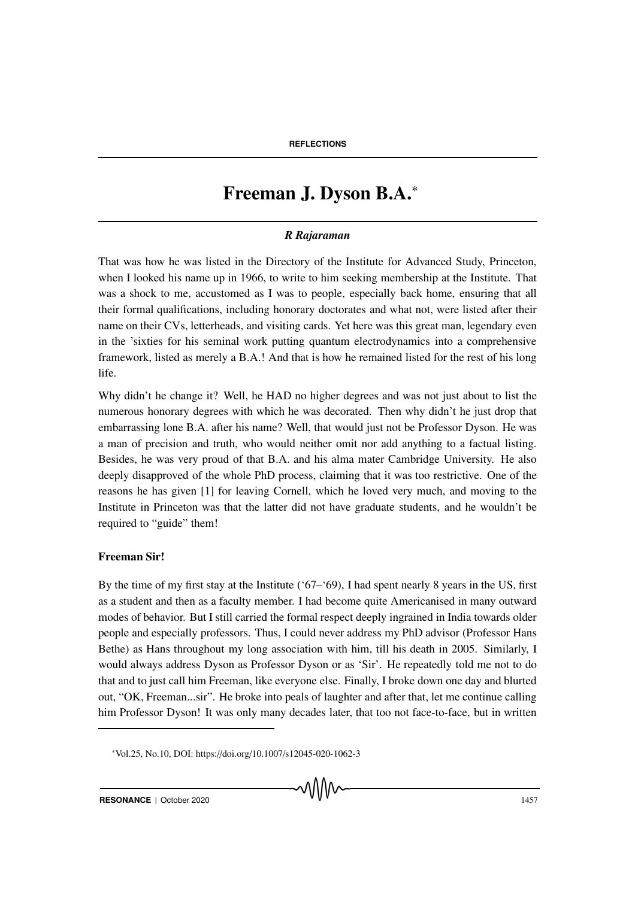# Freeman J. Dyson B.A.*

*R Rajaraman*

That was how he was listed in the Directory of the Institute for Advanced Study, Princeton, when I looked his name up in 1966, to write to him seeking membership at the Institute. That was a shock to me, accustomed as I was to people, especially back home, ensuring that all their formal qualifications, including honorary doctorates and what not, were listed after their name on their CVs, letterheads, and visiting cards. Yet here was this great man, legendary even in the 'sixties for his seminal work putting quantum electrodynamics into a comprehensive framework, listed as merely a B.A.! And that is how he remained listed for the rest of his long life.

Why didn't he change it? Well, he HAD no higher degrees and was not just about to list the numerous honorary degrees with which he was decorated. Then why didn't he just drop that embarrassing lone B.A. after his name? Well, that would just not be Professor Dyson. He was a man of precision and truth, who would neither omit nor add anything to a factual listing. Besides, he was very proud of that B.A. and his alma mater Cambridge University. He also deeply disapproved of the whole PhD process, claiming that it was too restrictive. One of the reasons he has given [1] for leaving Cornell, which he loved very much, and moving to the Institute in Princeton was that the latter did not have graduate students, and he wouldn't be required to "guide" them!

**Freeman Sir!**

By the time of my first stay at the Institute ('67–'69), I had spent nearly 8 years in the US, first as a student and then as a faculty member. I had become quite Americanised in many outward modes of behavior. But I still carried the formal respect deeply ingrained in India towards older people and especially professors. Thus, I could never address my PhD advisor (Professor Hans Bethe) as Hans throughout my long association with him, till his death in 2005. Similarly, I would always address Dyson as Professor Dyson or as 'Sir'. He repeatedly told me not to do that and to just call him Freeman, like everyone else. Finally, I broke down one day and blurted out, "OK, Freeman...sir". He broke into peals of laughter and after that, let me continue calling him Professor Dyson! It was only many decades later, that too not face-to-face, but in written

*Vol.25, No.10, DOI: https://doi.org/10.1007/s12045-020-1062-3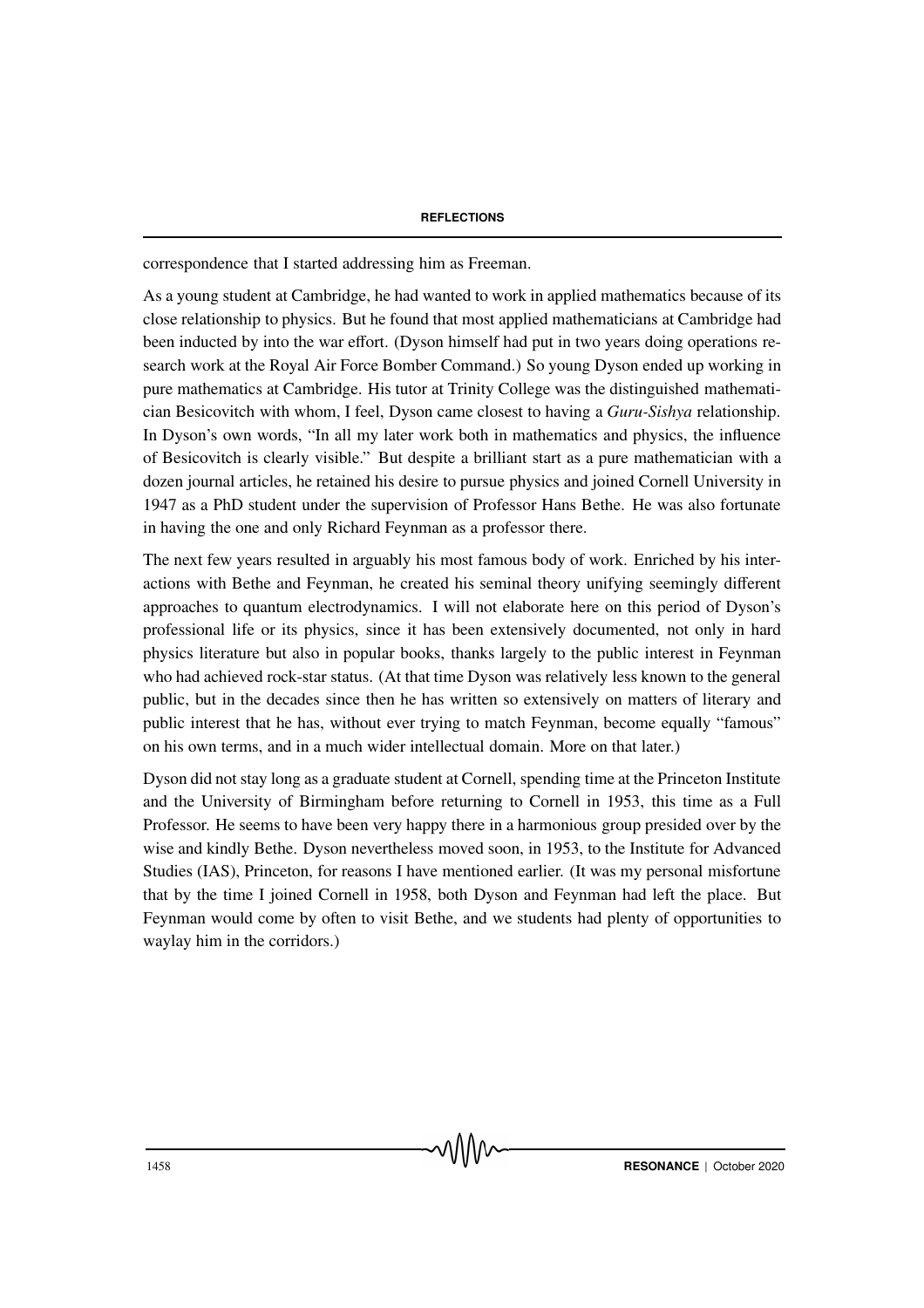correspondence that I started addressing him as Freeman.

As a young student at Cambridge, he had wanted to work in applied mathematics because of its close relationship to physics. But he found that most applied mathematicians at Cambridge had been inducted by into the war effort. (Dyson himself had put in two years doing operations research work at the Royal Air Force Bomber Command.) So young Dyson ended up working in pure mathematics at Cambridge. His tutor at Trinity College was the distinguished mathematician Besicovitch with whom, I feel, Dyson came closest to having a *Guru-Sishya* relationship. In Dyson's own words, "In all my later work both in mathematics and physics, the influence of Besicovitch is clearly visible." But despite a brilliant start as a pure mathematician with a dozen journal articles, he retained his desire to pursue physics and joined Cornell University in 1947 as a PhD student under the supervision of Professor Hans Bethe. He was also fortunate in having the one and only Richard Feynman as a professor there.

The next few years resulted in arguably his most famous body of work. Enriched by his interactions with Bethe and Feynman, he created his seminal theory unifying seemingly different approaches to quantum electrodynamics. I will not elaborate here on this period of Dyson's professional life or its physics, since it has been extensively documented, not only in hard physics literature but also in popular books, thanks largely to the public interest in Feynman who had achieved rock-star status. (At that time Dyson was relatively less known to the general public, but in the decades since then he has written so extensively on matters of literary and public interest that he has, without ever trying to match Feynman, become equally "famous" on his own terms, and in a much wider intellectual domain. More on that later.)

Dyson did not stay long as a graduate student at Cornell, spending time at the Princeton Institute and the University of Birmingham before returning to Cornell in 1953, this time as a Full Professor. He seems to have been very happy there in a harmonious group presided over by the wise and kindly Bethe. Dyson nevertheless moved soon, in 1953, to the Institute for Advanced Studies (IAS), Princeton, for reasons I have mentioned earlier. (It was my personal misfortune that by the time I joined Cornell in 1958, both Dyson and Feynman had left the place. But Feynman would come by often to visit Bethe, and we students had plenty of opportunities to waylay him in the corridors.)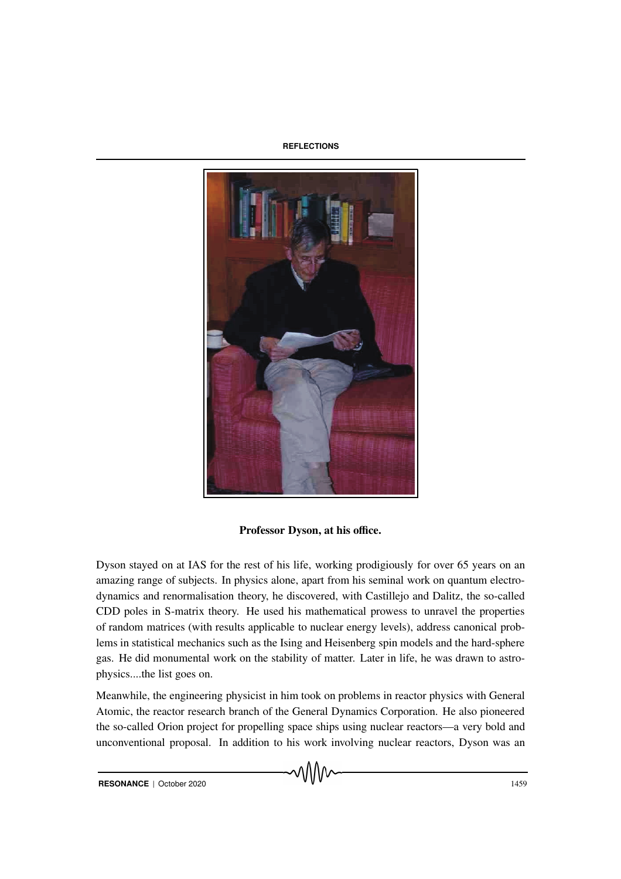**Professor Dyson, at his office.**

Dyson stayed on at IAS for the rest of his life, working prodigiously for over 65 years on an amazing range of subjects. In physics alone, apart from his seminal work on quantum electrodynamics and renormalisation theory, he discovered, with Castillejo and Dalitz, the so-called CDD poles in S-matrix theory. He used his mathematical prowess to unravel the properties of random matrices (with results applicable to nuclear energy levels), address canonical problems in statistical mechanics such as the Ising and Heisenberg spin models and the hard-sphere gas. He did monumental work on the stability of matter. Later in life, he was drawn to astrophysics....the list goes on.

Meanwhile, the engineering physicist in him took on problems in reactor physics with General Atomic, the reactor research branch of the General Dynamics Corporation. He also pioneered the so-called Orion project for propelling space ships using nuclear reactors—a very bold and unconventional proposal. In addition to his work involving nuclear reactors, Dyson was an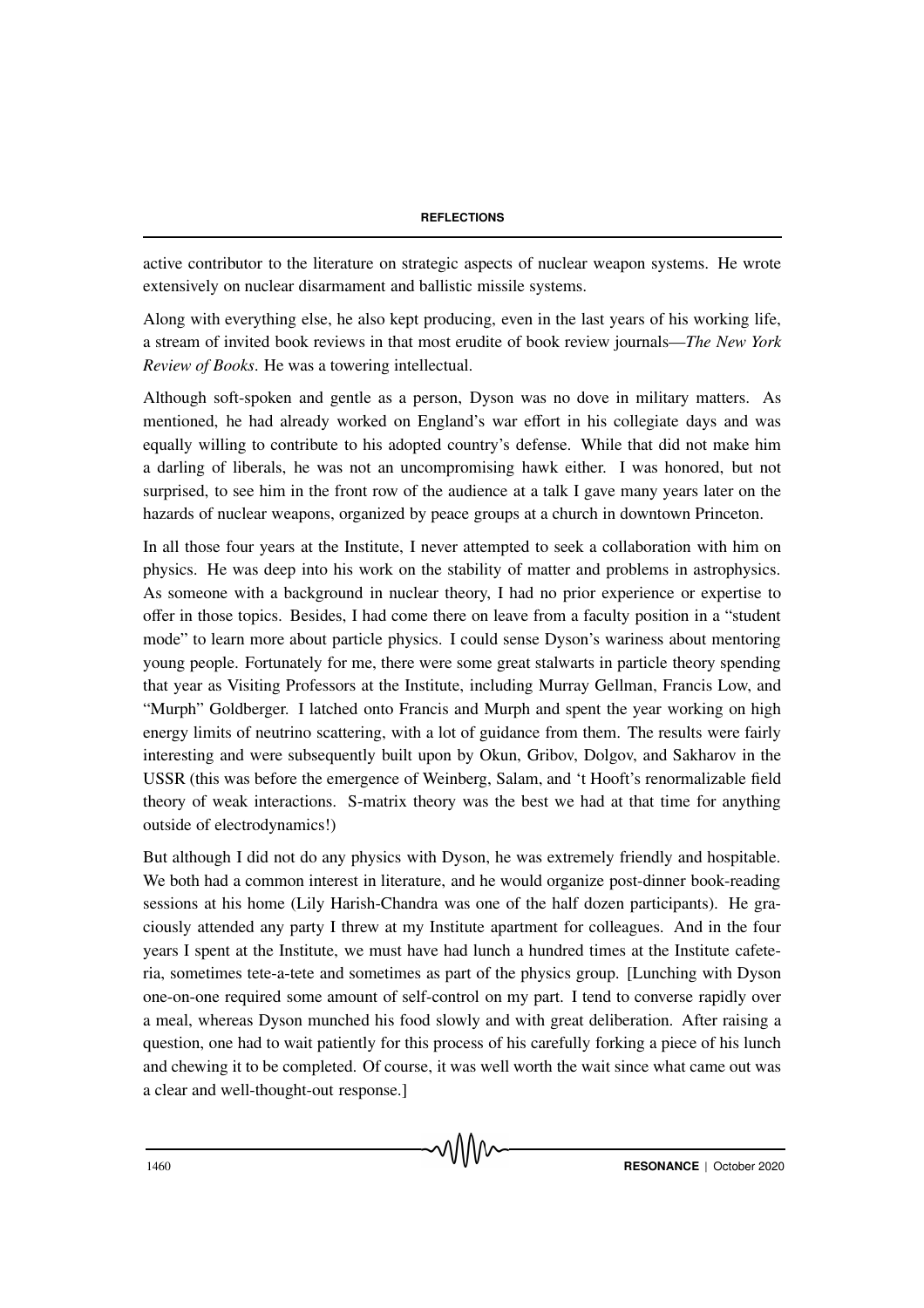active contributor to the literature on strategic aspects of nuclear weapon systems. He wrote extensively on nuclear disarmament and ballistic missile systems.

Along with everything else, he also kept producing, even in the last years of his working life, a stream of invited book reviews in that most erudite of book review journals—*The New York Review of Books*. He was a towering intellectual.

Although soft-spoken and gentle as a person, Dyson was no dove in military matters. As mentioned, he had already worked on England's war effort in his collegiate days and was equally willing to contribute to his adopted country's defense. While that did not make him a darling of liberals, he was not an uncompromising hawk either. I was honored, but not surprised, to see him in the front row of the audience at a talk I gave many years later on the hazards of nuclear weapons, organized by peace groups at a church in downtown Princeton.

In all those four years at the Institute, I never attempted to seek a collaboration with him on physics. He was deep into his work on the stability of matter and problems in astrophysics. As someone with a background in nuclear theory, I had no prior experience or expertise to offer in those topics. Besides, I had come there on leave from a faculty position in a "student mode" to learn more about particle physics. I could sense Dyson's wariness about mentoring young people. Fortunately for me, there were some great stalwarts in particle theory spending that year as Visiting Professors at the Institute, including Murray Gellman, Francis Low, and "Murph" Goldberger. I latched onto Francis and Murph and spent the year working on high energy limits of neutrino scattering, with a lot of guidance from them. The results were fairly interesting and were subsequently built upon by Okun, Gribov, Dolgov, and Sakharov in the USSR (this was before the emergence of Weinberg, Salam, and 't Hooft's renormalizable field theory of weak interactions. S-matrix theory was the best we had at that time for anything outside of electrodynamics!)

But although I did not do any physics with Dyson, he was extremely friendly and hospitable. We both had a common interest in literature, and he would organize post-dinner book-reading sessions at his home (Lily Harish-Chandra was one of the half dozen participants). He graciously attended any party I threw at my Institute apartment for colleagues. And in the four years I spent at the Institute, we must have had lunch a hundred times at the Institute cafeteria, sometimes tete-a-tete and sometimes as part of the physics group. [Lunching with Dyson one-on-one required some amount of self-control on my part. I tend to converse rapidly over a meal, whereas Dyson munched his food slowly and with great deliberation. After raising a question, one had to wait patiently for this process of his carefully forking a piece of his lunch and chewing it to be completed. Of course, it was well worth the wait since what came out was a clear and well-thought-out response.]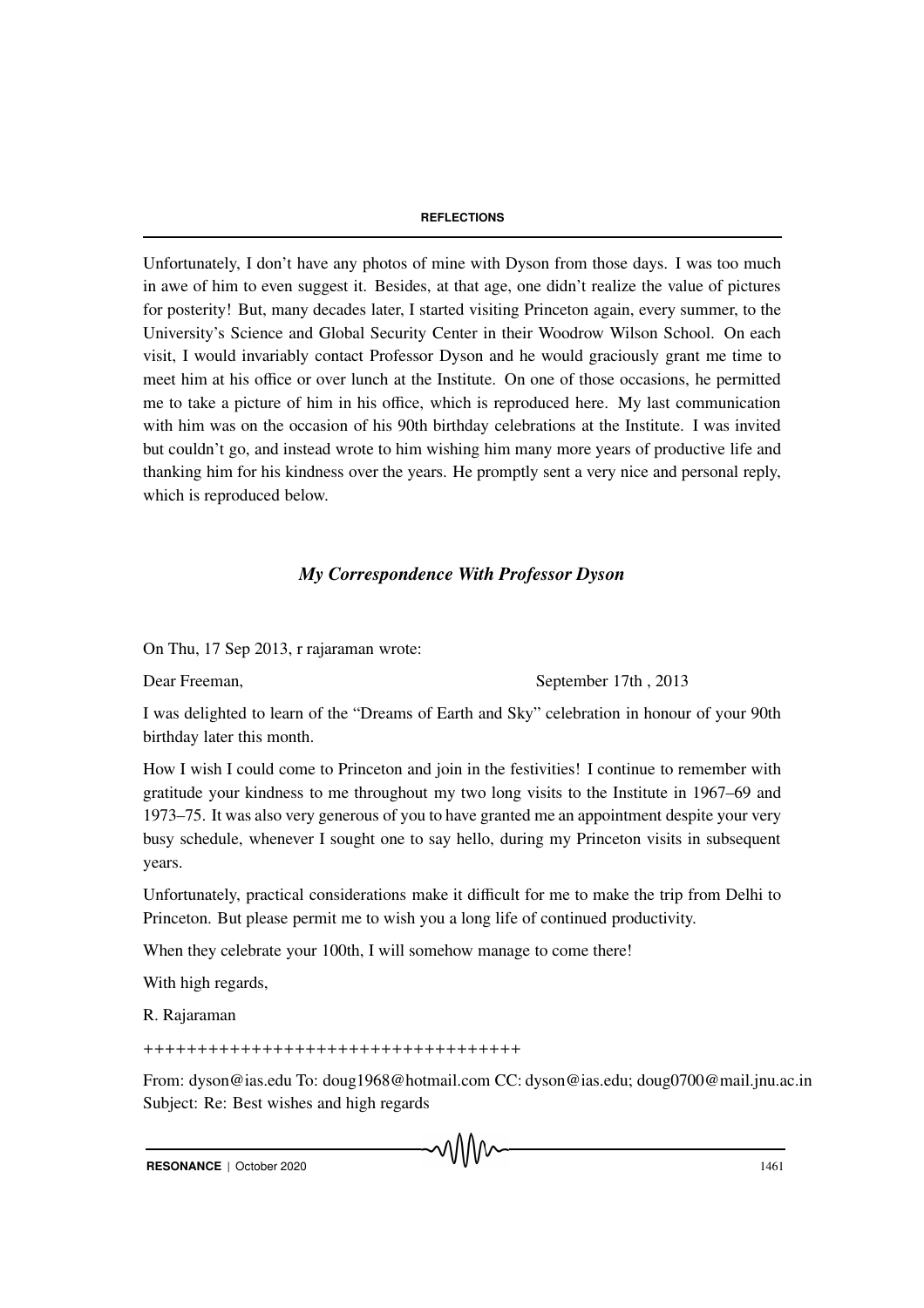Unfortunately, I don't have any photos of mine with Dyson from those days. I was too much in awe of him to even suggest it. Besides, at that age, one didn't realize the value of pictures for posterity! But, many decades later, I started visiting Princeton again, every summer, to the University's Science and Global Security Center in their Woodrow Wilson School. On each visit, I would invariably contact Professor Dyson and he would graciously grant me time to meet him at his office or over lunch at the Institute. On one of those occasions, he permitted me to take a picture of him in his office, which is reproduced here. My last communication with him was on the occasion of his 90th birthday celebrations at the Institute. I was invited but couldn't go, and instead wrote to him wishing him many more years of productive life and thanking him for his kindness over the years. He promptly sent a very nice and personal reply, which is reproduced below.

## *My Correspondence With Professor Dyson*

On Thu, 17 Sep 2013, r rajaraman wrote:

Dear Freeman, September 17th , 2013

I was delighted to learn of the "Dreams of Earth and Sky" celebration in honour of your 90th birthday later this month.

How I wish I could come to Princeton and join in the festivities! I continue to remember with gratitude your kindness to me throughout my two long visits to the Institute in 1967–69 and 1973–75. It was also very generous of you to have granted me an appointment despite your very busy schedule, whenever I sought one to say hello, during my Princeton visits in subsequent years.

Unfortunately, practical considerations make it difficult for me to make the trip from Delhi to Princeton. But please permit me to wish you a long life of continued productivity.

When they celebrate your 100th, I will somehow manage to come there!

With high regards,

R. Rajaraman

+++++++++++++++++++++++++++++++++++

From: dyson@ias.edu To: doug1968@hotmail.com CC: dyson@ias.edu; doug0700@mail.jnu.ac.in Subject: Re: Best wishes and high regards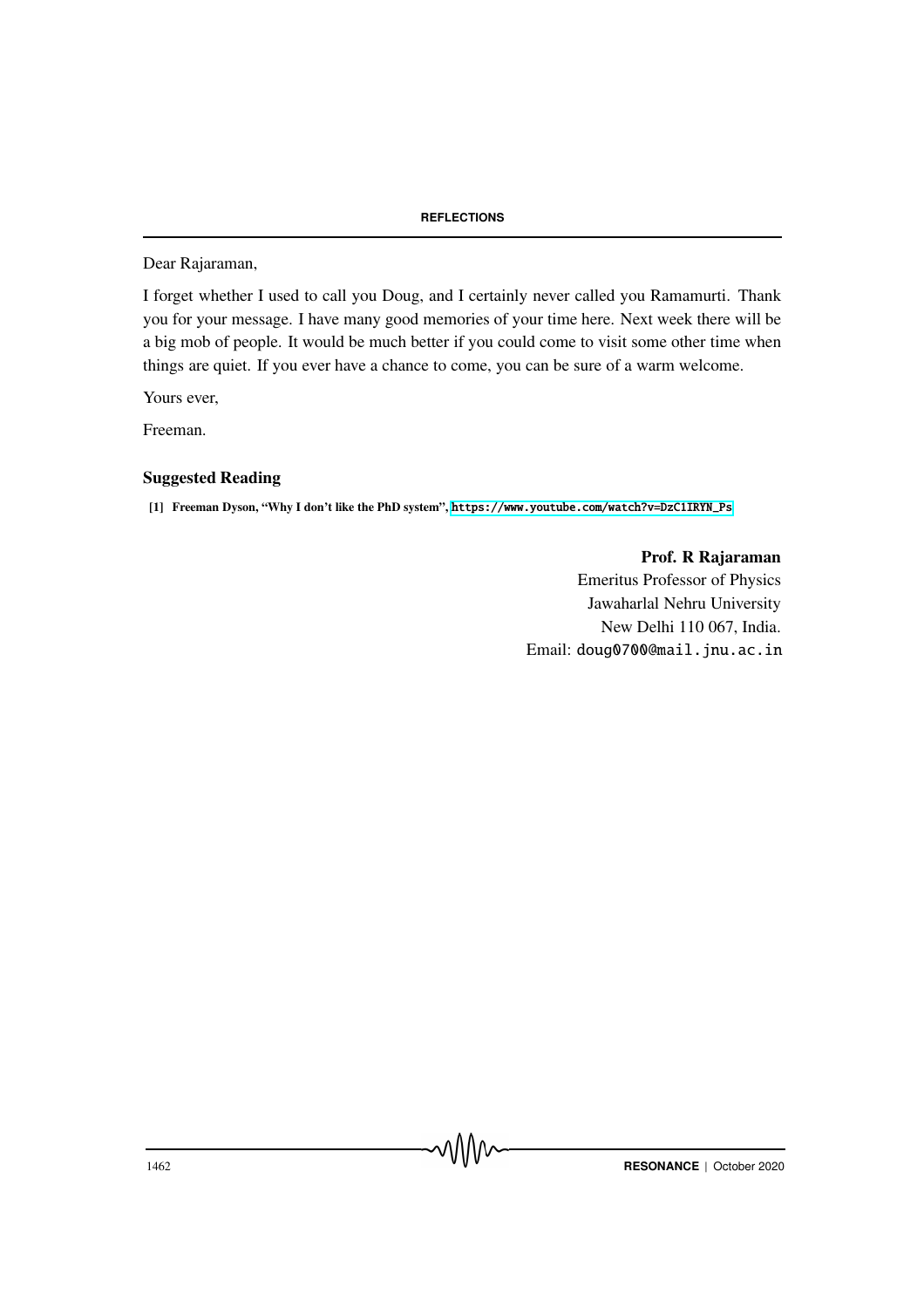Dear Rajaraman,

I forget whether I used to call you Doug, and I certainly never called you Ramamurti. Thank you for your message. I have many good memories of your time here. Next week there will be a big mob of people. It would be much better if you could come to visit some other time when things are quiet. If you ever have a chance to come, you can be sure of a warm welcome.

Yours ever,

Freeman.

## Suggested Reading

[1] **Freeman Dyson, "Why I don't like the PhD system",** https://www.youtube.com/watch?v=DzC1IRYN_Ps

**Prof. R Rajaraman**
Emeritus Professor of Physics
Jawaharlal Nehru University
New Delhi 110 067, India.
Email: doug0700@mail.jnu.ac.in